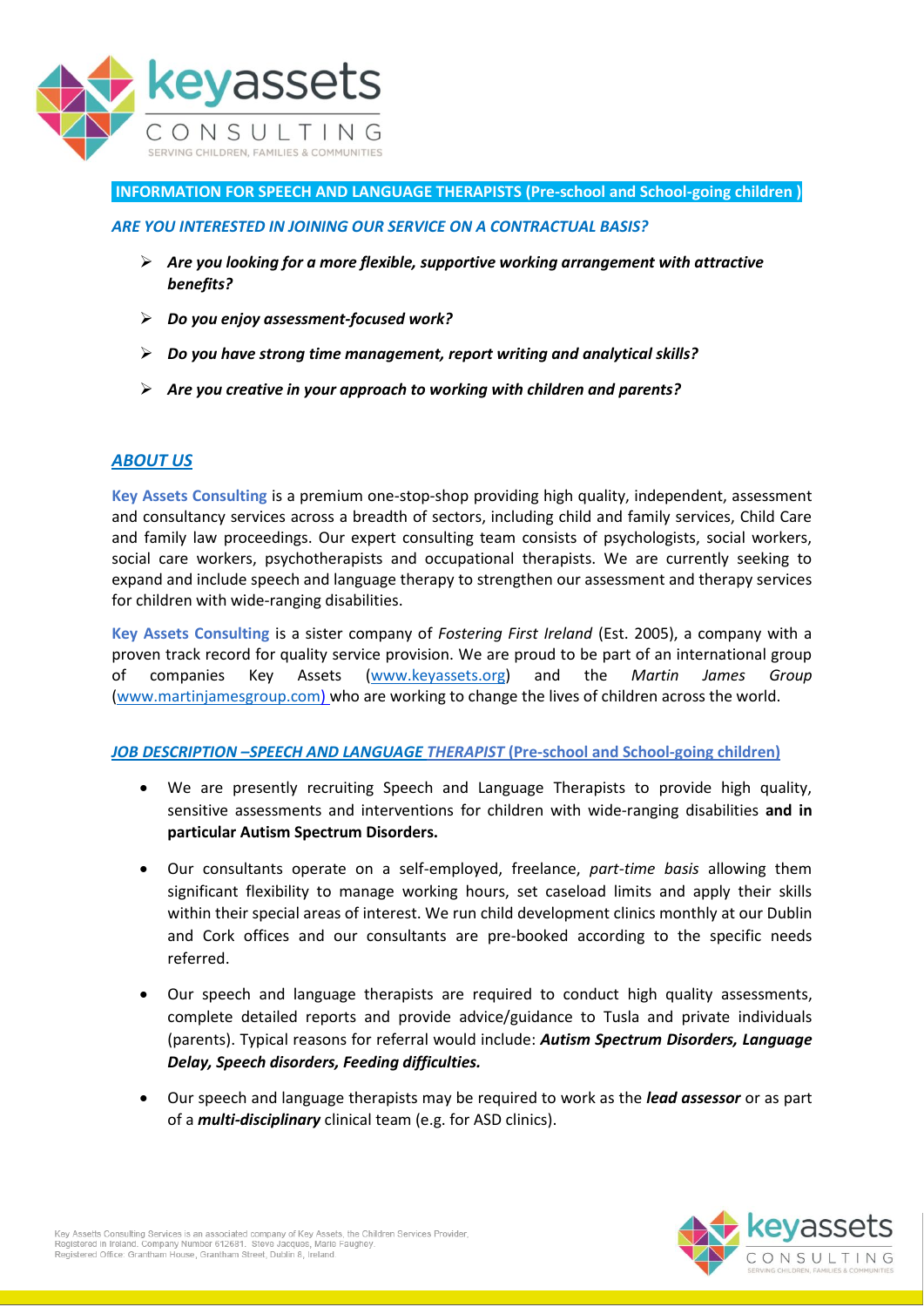**INFORMATION FOR SPEECH AND LANGUAGE THERAPISTS (Pre-school and School-going children )**

***ARE YOU INTERESTED IN JOINING OUR SERVICE ON A CONTRACTUAL BASIS?***

- ***Are you looking for a more flexible, supportive working arrangement with attractive benefits?***
- ***Do you enjoy assessment-focused work?***
- ***Do you have strong time management, report writing and analytical skills?***
- ***Are you creative in your approach to working with children and parents?***

## ***ABOUT US***

**Key Assets Consulting** is a premium one-stop-shop providing high quality, independent, assessment and consultancy services across a breadth of sectors, including child and family services, Child Care and family law proceedings. Our expert consulting team consists of psychologists, social workers, social care workers, psychotherapists and occupational therapists. We are currently seeking to expand and include speech and language therapy to strengthen our assessment and therapy services for children with wide-ranging disabilities.

**Key Assets Consulting** is a sister company of *Fostering First Ireland* (Est. 2005), a company with a proven track record for quality service provision. We are proud to be part of an international group of companies Key Assets (www.keyassets.org) and the *Martin James Group* (www.martinjamesgroup.com) who are working to change the lives of children across the world.

## ***JOB DESCRIPTION –SPEECH AND LANGUAGE THERAPIST* (Pre-school and School-going children)**

- We are presently recruiting Speech and Language Therapists to provide high quality, sensitive assessments and interventions for children with wide-ranging disabilities **and in particular Autism Spectrum Disorders.**
- Our consultants operate on a self-employed, freelance, *part-time basis* allowing them significant flexibility to manage working hours, set caseload limits and apply their skills within their special areas of interest. We run child development clinics monthly at our Dublin and Cork offices and our consultants are pre-booked according to the specific needs referred.
- Our speech and language therapists are required to conduct high quality assessments, complete detailed reports and provide advice/guidance to Tusla and private individuals (parents). Typical reasons for referral would include: ***Autism Spectrum Disorders, Language Delay, Speech disorders, Feeding difficulties.***
- Our speech and language therapists may be required to work as the ***lead assessor*** or as part of a ***multi-disciplinary*** clinical team (e.g. for ASD clinics).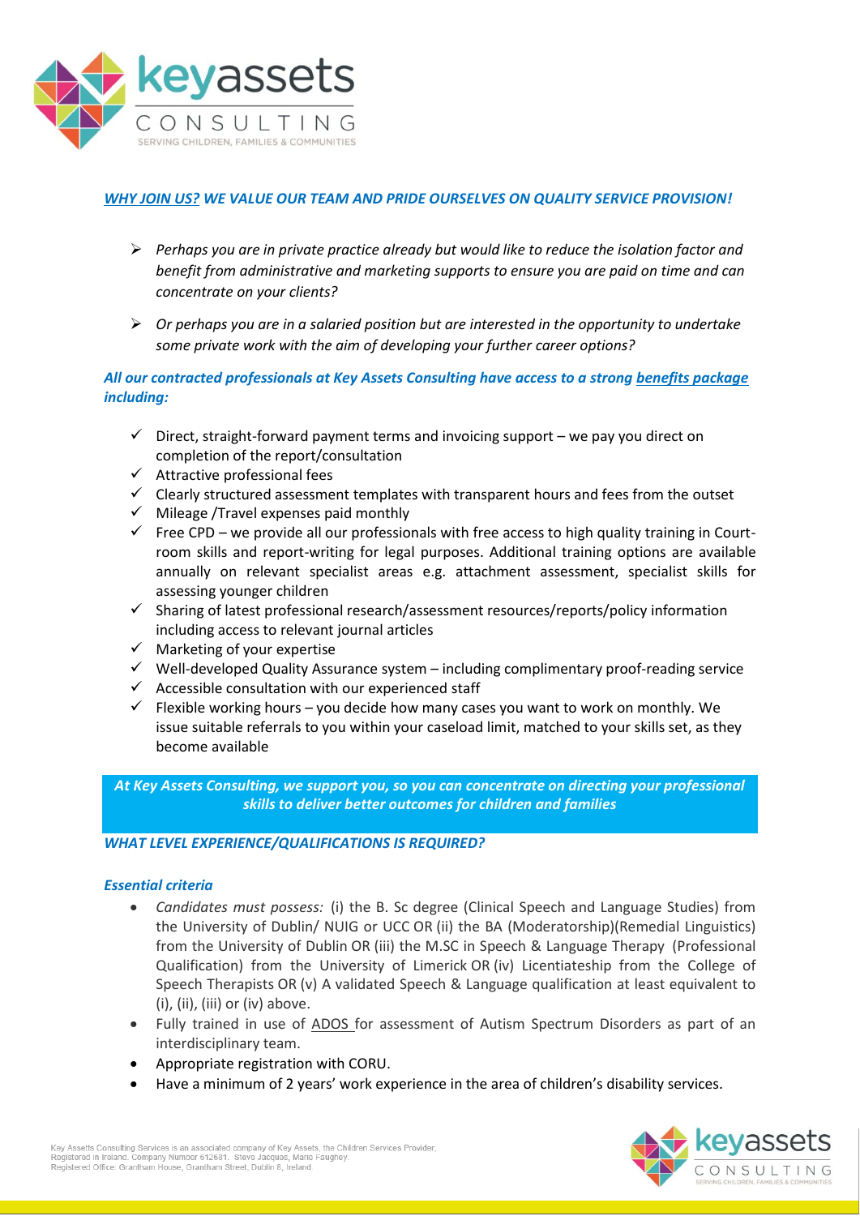## *WHY JOIN US? WE VALUE OUR TEAM AND PRIDE OURSELVES ON QUALITY SERVICE PROVISION!*

- *Perhaps you are in private practice already but would like to reduce the isolation factor and benefit from administrative and marketing supports to ensure you are paid on time and can concentrate on your clients?*
- *Or perhaps you are in a salaried position but are interested in the opportunity to undertake some private work with the aim of developing your further career options?*

***All our contracted professionals at Key Assets Consulting have access to a strong benefits package including:***

- Direct, straight-forward payment terms and invoicing support – we pay you direct on completion of the report/consultation
- Attractive professional fees
- Clearly structured assessment templates with transparent hours and fees from the outset
- Mileage /Travel expenses paid monthly
- Free CPD – we provide all our professionals with free access to high quality training in Court-room skills and report-writing for legal purposes. Additional training options are available annually on relevant specialist areas e.g. attachment assessment, specialist skills for assessing younger children
- Sharing of latest professional research/assessment resources/reports/policy information including access to relevant journal articles
- Marketing of your expertise
- Well-developed Quality Assurance system – including complimentary proof-reading service
- Accessible consultation with our experienced staff
- Flexible working hours – you decide how many cases you want to work on monthly. We issue suitable referrals to you within your caseload limit, matched to your skills set, as they become available

***At Key Assets Consulting, we support you, so you can concentrate on directing your professional skills to deliver better outcomes for children and families***

## *WHAT LEVEL EXPERIENCE/QUALIFICATIONS IS REQUIRED?*

### *Essential criteria*

- *Candidates must possess:* (i) the B. Sc degree (Clinical Speech and Language Studies) from the University of Dublin/ NUIG or UCC OR (ii) the BA (Moderatorship)(Remedial Linguistics) from the University of Dublin OR (iii) the M.SC in Speech & Language Therapy (Professional Qualification) from the University of Limerick OR (iv) Licentiateship from the College of Speech Therapists OR (v) A validated Speech & Language qualification at least equivalent to (i), (ii), (iii) or (iv) above.
- Fully trained in use of ADOS for assessment of Autism Spectrum Disorders as part of an interdisciplinary team.
- Appropriate registration with CORU.
- Have a minimum of 2 years' work experience in the area of children's disability services.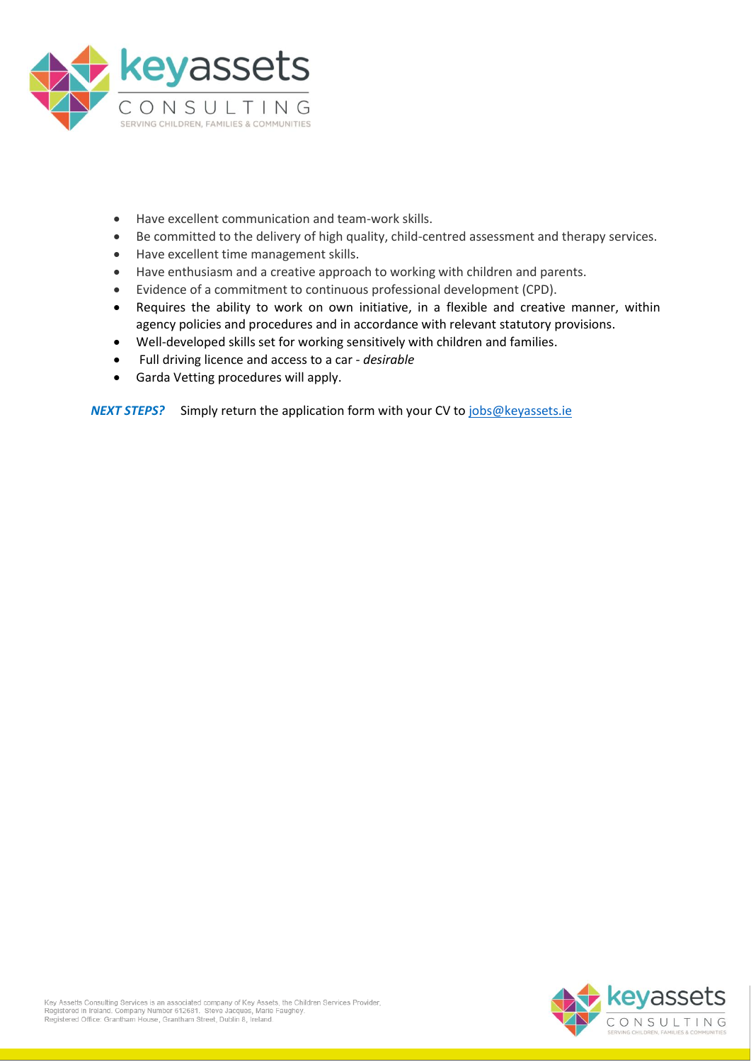- Have excellent communication and team-work skills.
- Be committed to the delivery of high quality, child-centred assessment and therapy services.
- Have excellent time management skills.
- Have enthusiasm and a creative approach to working with children and parents.
- Evidence of a commitment to continuous professional development (CPD).
- Requires the ability to work on own initiative, in a flexible and creative manner, within agency policies and procedures and in accordance with relevant statutory provisions.
- Well-developed skills set for working sensitively with children and families.
- Full driving licence and access to a car - *desirable*
- Garda Vetting procedures will apply.

***NEXT STEPS?*** Simply return the application form with your CV to jobs@keyassets.ie

Key Assetts Consulting Services is an associated company of Key Assets, the Children Services Provider.
Registered in Ireland. Company Number 612681. Steve Jacques, Marie Faughey.
Registered Office: Grantham House, Grantham Street, Dublin 8, Ireland